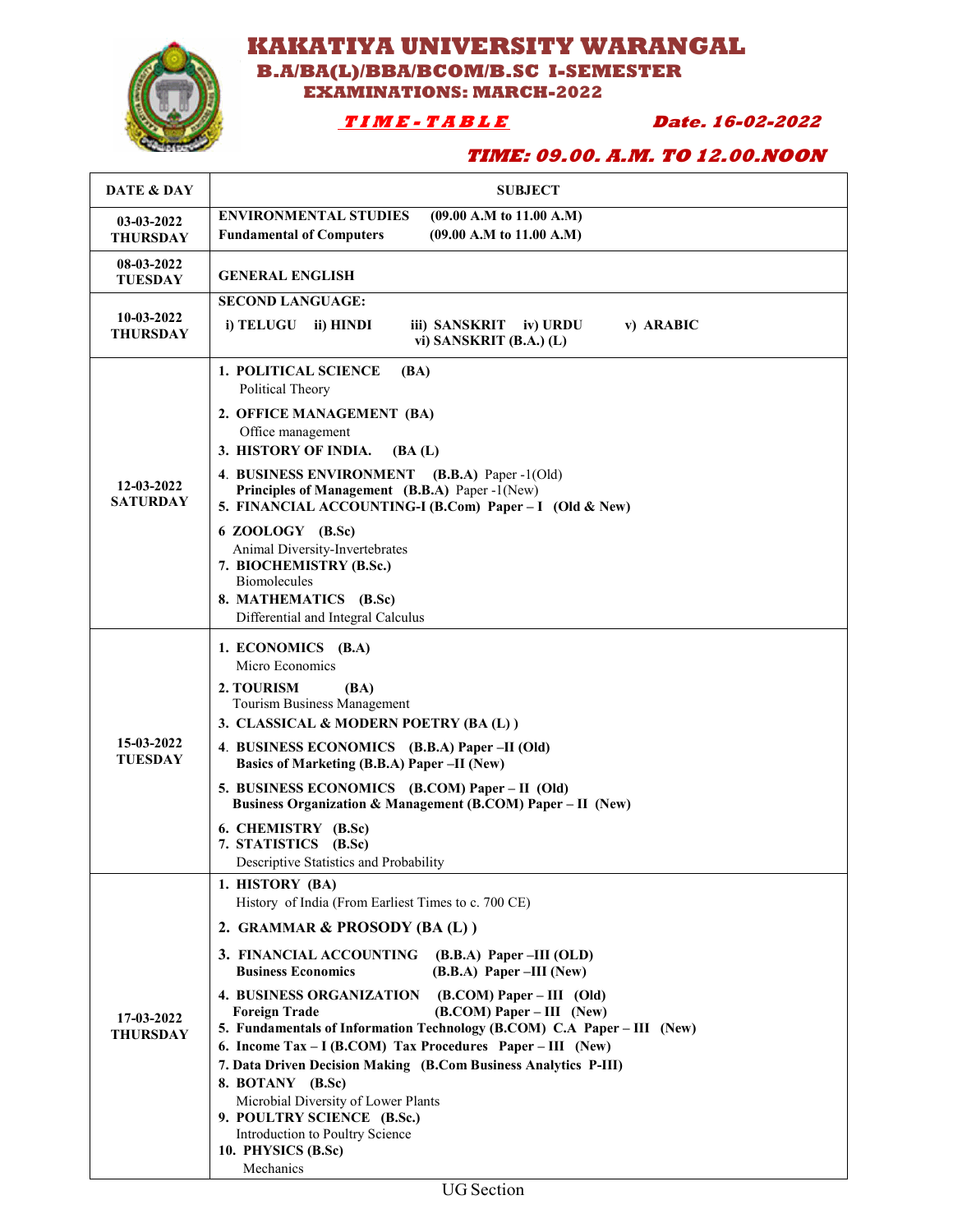# KAKATIYA UNIVERSITY WARANGAL

## B.A/BA(L)/BBA/BCOM/B.SC I-SEMESTER

### EXAMINATIONS: MARCH-2022

***TIME-TABLE*** **Date. 16-02-2022**

***TIME: 09.00. A.M. TO 12.00.NOON***

| DATE & DAY | SUBJECT |
|---|---|
| **03-03-2022 THURSDAY** | **ENVIRONMENTAL STUDIES (09.00 A.M to 11.00 A.M)**<br>**Fundamental of Computers (09.00 A.M to 11.00 A.M)** |
| **08-03-2022 TUESDAY** | **GENERAL ENGLISH** |
| **10-03-2022 THURSDAY** | **SECOND LANGUAGE:**<br>**i) TELUGU ii) HINDI iii) SANSKRIT iv) URDU v) ARABIC vi) SANSKRIT (B.A.) (L)** |
| **12-03-2022 SATURDAY** | **1. POLITICAL SCIENCE (BA)**<br>Political Theory<br>**2. OFFICE MANAGEMENT (BA)**<br>Office management<br>**3. HISTORY OF INDIA. (BA (L)**<br>**4. BUSINESS ENVIRONMENT (B.B.A)** Paper -1(Old)<br>**Principles of Management (B.B.A)** Paper -1(New)<br>**5. FINANCIAL ACCOUNTING-I (B.Com) Paper – I (Old & New)**<br>**6 ZOOLOGY (B.Sc)**<br>Animal Diversity-Invertebrates<br>**7. BIOCHEMISTRY (B.Sc.)**<br>Biomolecules<br>**8. MATHEMATICS (B.Sc)**<br>Differential and Integral Calculus |
| **15-03-2022 TUESDAY** | **1. ECONOMICS (B.A)**<br>Micro Economics<br>**2. TOURISM (BA)**<br>Tourism Business Management<br>**3. CLASSICAL & MODERN POETRY (BA (L) )**<br>**4. BUSINESS ECONOMICS (B.B.A) Paper –II (Old)**<br>**Basics of Marketing (B.B.A) Paper –II (New)**<br>**5. BUSINESS ECONOMICS (B.COM) Paper – II (Old)**<br>**Business Organization & Management (B.COM) Paper – II (New)**<br>**6. CHEMISTRY (B.Sc)**<br>**7. STATISTICS (B.Sc)**<br>Descriptive Statistics and Probability |
| **17-03-2022 THURSDAY** | **1. HISTORY (BA)**<br>History of India (From Earliest Times to c. 700 CE)<br>**2. GRAMMAR & PROSODY (BA (L) )**<br>**3. FINANCIAL ACCOUNTING (B.B.A) Paper –III (OLD)**<br>**Business Economics (B.B.A) Paper –III (New)**<br>**4. BUSINESS ORGANIZATION (B.COM) Paper – III (Old)**<br>**Foreign Trade (B.COM) Paper – III (New)**<br>**5. Fundamentals of Information Technology (B.COM) C.A Paper – III (New)**<br>**6. Income Tax – I (B.COM) Tax Procedures Paper – III (New)**<br>**7. Data Driven Decision Making (B.Com Business Analytics P-III)**<br>**8. BOTANY (B.Sc)**<br>Microbial Diversity of Lower Plants<br>**9. POULTRY SCIENCE (B.Sc.)**<br>Introduction to Poultry Science<br>**10. PHYSICS (B.Sc)**<br>Mechanics |

UG Section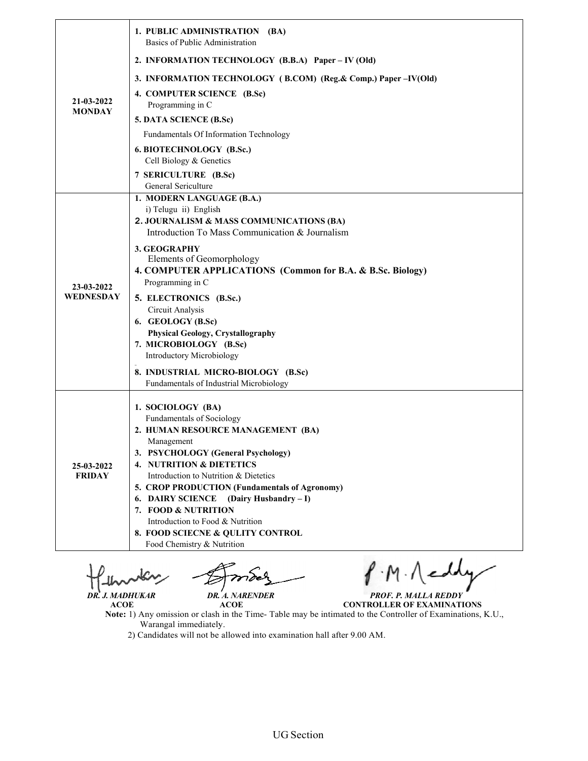| | |
|---|---|
| **21-03-2022 MONDAY** | **1. PUBLIC ADMINISTRATION (BA)**<br>Basics of Public Administration<br>**2. INFORMATION TECHNOLOGY (B.B.A) Paper – IV (Old)**<br>**3. INFORMATION TECHNOLOGY ( B.COM) (Reg.& Comp.) Paper –IV(Old)**<br>**4. COMPUTER SCIENCE (B.Sc)**<br>Programming in C<br>**5. DATA SCIENCE (B.Sc)**<br>Fundamentals Of Information Technology<br>**6. BIOTECHNOLOGY (B.Sc.)**<br>Cell Biology & Genetics<br>**7 SERICULTURE (B.Sc)**<br>General Sericulture |
| **23-03-2022 WEDNESDAY** | **1. MODERN LANGUAGE (B.A.)**<br>i) Telugu ii) English<br>**2. JOURNALISM & MASS COMMUNICATIONS (BA)**<br>Introduction To Mass Communication & Journalism<br>**3. GEOGRAPHY**<br>Elements of Geomorphology<br>**4. COMPUTER APPLICATIONS (Common for B.A. & B.Sc. Biology)**<br>Programming in C<br>**5. ELECTRONICS (B.Sc.)**<br>Circuit Analysis<br>**6. GEOLOGY (B.Sc)**<br>**Physical Geology, Crystallography**<br>**7. MICROBIOLOGY (B.Sc)**<br>Introductory Microbiology<br>**8. INDUSTRIAL MICRO-BIOLOGY (B.Sc)**<br>Fundamentals of Industrial Microbiology |
| **25-03-2022 FRIDAY** | **1. SOCIOLOGY (BA)**<br>Fundamentals of Sociology<br>**2. HUMAN RESOURCE MANAGEMENT (BA)**<br>Management<br>**3. PSYCHOLOGY (General Psychology)**<br>**4. NUTRITION & DIETETICS**<br>Introduction to Nutrition & Dietetics<br>**5. CROP PRODUCTION (Fundamentals of Agronomy)**<br>**6. DAIRY SCIENCE (Dairy Husbandry – I)**<br>**7. FOOD & NUTRITION**<br>Introduction to Food & Nutrition<br>**8. FOOD SCIECNE & QULITY CONTROL**<br>Food Chemistry & Nutrition |

| ***DR. J. MADHUKAR*** | ***DR. A. NARENDER*** | ***PROF. P. MALLA REDDY*** |
|---|---|---|
| **ACOE** | **ACOE** | **CONTROLLER OF EXAMINATIONS** |

**Note:** 1) Any omission or clash in the Time- Table may be intimated to the Controller of Examinations, K.U., Warangal immediately.

2) Candidates will not be allowed into examination hall after 9.00 AM.

UG Section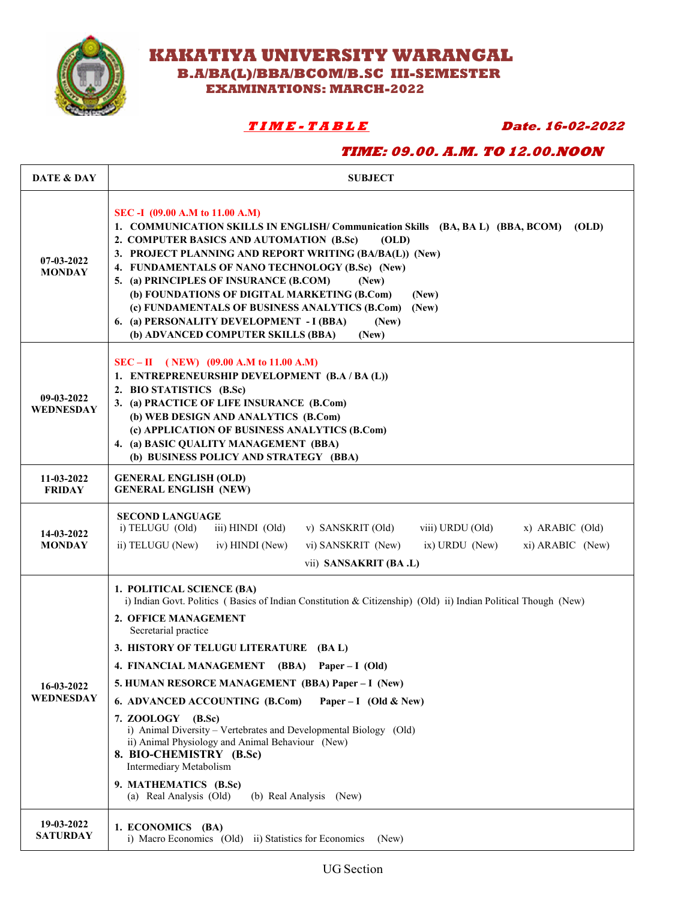# KAKATIYA UNIVERSITY WARANGAL

## B.A/BA(L)/BBA/BCOM/B.SC III-SEMESTER

### EXAMINATIONS: MARCH-2022

***TIME-TABLE*** **Date. 16-02-2022**

***TIME: 09.00. A.M. TO 12.00.NOON***

| DATE & DAY | SUBJECT |
|---|---|
| 07-03-2022 MONDAY | **SEC -I (09.00 A.M to 11.00 A.M)**<br>1. COMMUNICATION SKILLS IN ENGLISH/ Communication Skills (BA, BA L) (BBA, BCOM) (OLD)<br>2. COMPUTER BASICS AND AUTOMATION (B.Sc) (OLD)<br>3. PROJECT PLANNING AND REPORT WRITING (BA/BA(L)) (New)<br>4. FUNDAMENTALS OF NANO TECHNOLOGY (B.Sc) (New)<br>5. (a) PRINCIPLES OF INSURANCE (B.COM) (New)<br>(b) FOUNDATIONS OF DIGITAL MARKETING (B.Com) (New)<br>(c) FUNDAMENTALS OF BUSINESS ANALYTICS (B.Com) (New)<br>6. (a) PERSONALITY DEVELOPMENT - I (BBA) (New)<br>(b) ADVANCED COMPUTER SKILLS (BBA) (New) |
| 09-03-2022 WEDNESDAY | **SEC – II ( NEW) (09.00 A.M to 11.00 A.M)**<br>1. ENTREPRENEURSHIP DEVELOPMENT (B.A / BA (L))<br>2. BIO STATISTICS (B.Sc)<br>3. (a) PRACTICE OF LIFE INSURANCE (B.Com)<br>(b) WEB DESIGN AND ANALYTICS (B.Com)<br>(c) APPLICATION OF BUSINESS ANALYTICS (B.Com)<br>4. (a) BASIC QUALITY MANAGEMENT (BBA)<br>(b) BUSINESS POLICY AND STRATEGY (BBA) |
| 11-03-2022 FRIDAY | GENERAL ENGLISH (OLD)<br>GENERAL ENGLISH (NEW) |
| 14-03-2022 MONDAY | **SECOND LANGUAGE**<br>i) TELUGU (Old) ii) TELUGU (New) iii) HINDI (Old) iv) HINDI (New) v) SANSKRIT (Old) vi) SANSKRIT (New) vii) SANSAKRIT (BA .L) viii) URDU (Old) ix) URDU (New) x) ARABIC (Old) xi) ARABIC (New) |
| 16-03-2022 WEDNESDAY | 1. POLITICAL SCIENCE (BA)<br>i) Indian Govt. Politics ( Basics of Indian Constitution & Citizenship) (Old) ii) Indian Political Though (New)<br>2. OFFICE MANAGEMENT<br>Secretarial practice<br>3. HISTORY OF TELUGU LITERATURE (BA L)<br>4. FINANCIAL MANAGEMENT (BBA) Paper – I (Old)<br>5. HUMAN RESORCE MANAGEMENT (BBA) Paper – I (New)<br>6. ADVANCED ACCOUNTING (B.Com) Paper – I (Old & New)<br>7. ZOOLOGY (B.Sc)<br>i) Animal Diversity – Vertebrates and Developmental Biology (Old)<br>ii) Animal Physiology and Animal Behaviour (New)<br>8. BIO-CHEMISTRY (B.Sc)<br>Intermediary Metabolism<br>9. MATHEMATICS (B.Sc)<br>(a) Real Analysis (Old) (b) Real Analysis (New) |
| 19-03-2022 SATURDAY | 1. ECONOMICS (BA)<br>i) Macro Economics (Old) ii) Statistics for Economics (New) |

UG Section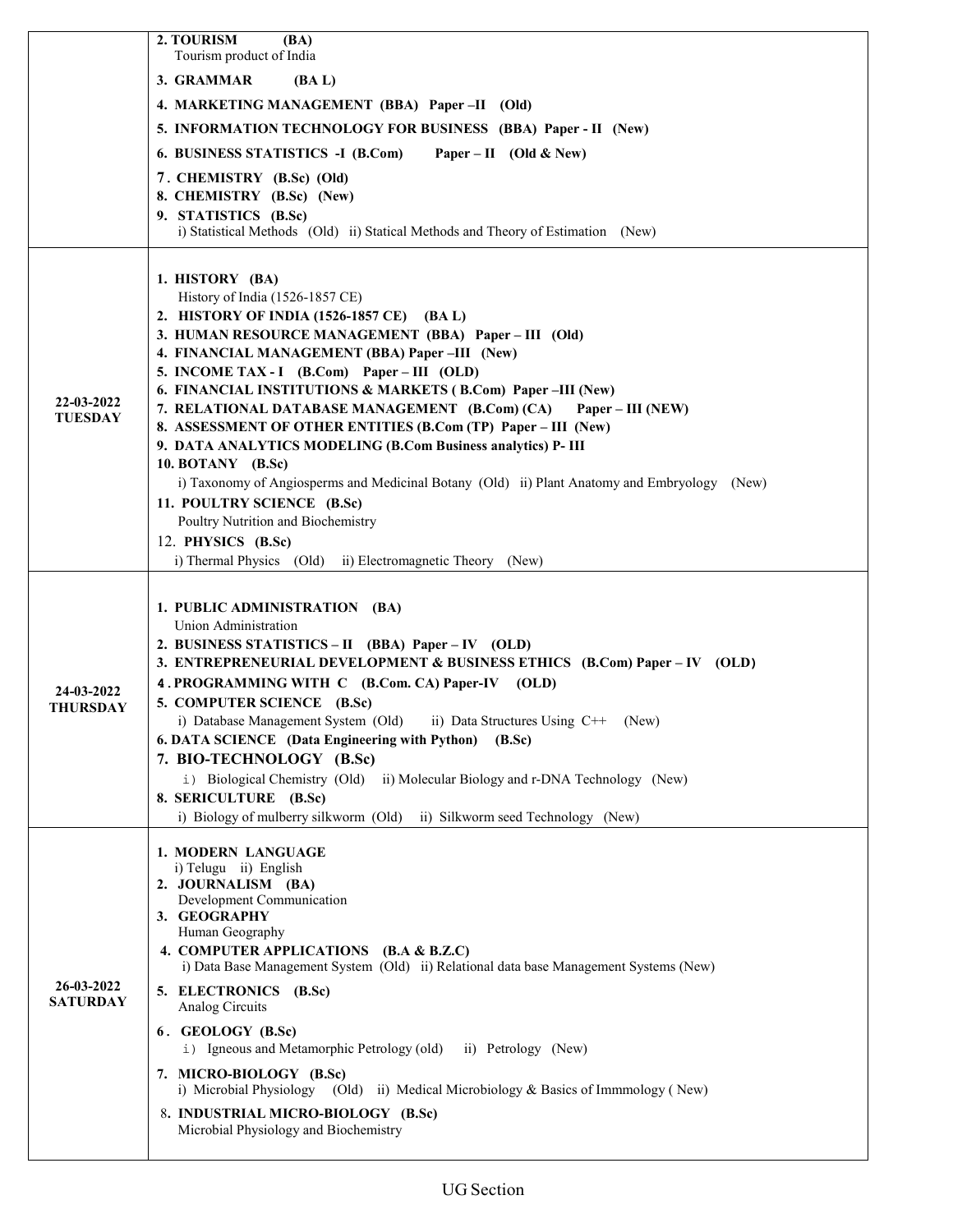| | |
|---|---|
| | **2. TOURISM (BA)**<br>Tourism product of India<br>**3. GRAMMAR (BA L)**<br>**4. MARKETING MANAGEMENT (BBA) Paper –II (Old)**<br>**5. INFORMATION TECHNOLOGY FOR BUSINESS (BBA) Paper - II (New)**<br>**6. BUSINESS STATISTICS -I (B.Com) Paper – II (Old & New)**<br>**7. CHEMISTRY (B.Sc) (Old)**<br>**8. CHEMISTRY (B.Sc) (New)**<br>**9. STATISTICS (B.Sc)**<br>i) Statistical Methods (Old) ii) Statical Methods and Theory of Estimation (New) |
| **22-03-2022 TUESDAY** | **1. HISTORY (BA)**<br>History of India (1526-1857 CE)<br>**2. HISTORY OF INDIA (1526-1857 CE) (BA L)**<br>**3. HUMAN RESOURCE MANAGEMENT (BBA) Paper – III (Old)**<br>**4. FINANCIAL MANAGEMENT (BBA) Paper –III (New)**<br>**5. INCOME TAX - I (B.Com) Paper – III (OLD)**<br>**6. FINANCIAL INSTITUTIONS & MARKETS ( B.Com) Paper –III (New)**<br>**7. RELATIONAL DATABASE MANAGEMENT (B.Com) (CA) Paper – III (NEW)**<br>**8. ASSESSMENT OF OTHER ENTITIES (B.Com (TP) Paper – III (New)**<br>**9. DATA ANALYTICS MODELING (B.Com Business analytics) P- III**<br>**10. BOTANY (B.Sc)**<br>i) Taxonomy of Angiosperms and Medicinal Botany (Old) ii) Plant Anatomy and Embryology (New)<br>**11. POULTRY SCIENCE (B.Sc)**<br>Poultry Nutrition and Biochemistry<br>12. **PHYSICS (B.Sc)**<br>i) Thermal Physics (Old) ii) Electromagnetic Theory (New) |
| **24-03-2022 THURSDAY** | **1. PUBLIC ADMINISTRATION (BA)**<br>Union Administration<br>**2. BUSINESS STATISTICS – II (BBA) Paper – IV (OLD)**<br>**3. ENTREPRENEURIAL DEVELOPMENT & BUSINESS ETHICS (B.Com) Paper – IV (OLD)**<br>**4 . PROGRAMMING WITH C (B.Com. CA) Paper-IV (OLD)**<br>**5. COMPUTER SCIENCE (B.Sc)**<br>i) Database Management System (Old) ii) Data Structures Using C++ (New)<br>**6. DATA SCIENCE (Data Engineering with Python) (B.Sc)**<br>**7. BIO-TECHNOLOGY (B.Sc)**<br>i) Biological Chemistry (Old) ii) Molecular Biology and r-DNA Technology (New)<br>**8. SERICULTURE (B.Sc)**<br>i) Biology of mulberry silkworm (Old) ii) Silkworm seed Technology (New) |
| **26-03-2022 SATURDAY** | **1. MODERN LANGUAGE**<br>i) Telugu ii) English<br>**2. JOURNALISM (BA)**<br>Development Communication<br>**3. GEOGRAPHY**<br>Human Geography<br>**4. COMPUTER APPLICATIONS (B.A & B.Z.C)**<br>i) Data Base Management System (Old) ii) Relational data base Management Systems (New)<br>**5. ELECTRONICS (B.Sc)**<br>Analog Circuits<br>**6 . GEOLOGY (B.Sc)**<br>i) Igneous and Metamorphic Petrology (old) ii) Petrology (New)<br>**7. MICRO-BIOLOGY (B.Sc)**<br>i) Microbial Physiology (Old) ii) Medical Microbiology & Basics of Immmology ( New)<br>**8. INDUSTRIAL MICRO-BIOLOGY (B.Sc)**<br>Microbial Physiology and Biochemistry |

UG Section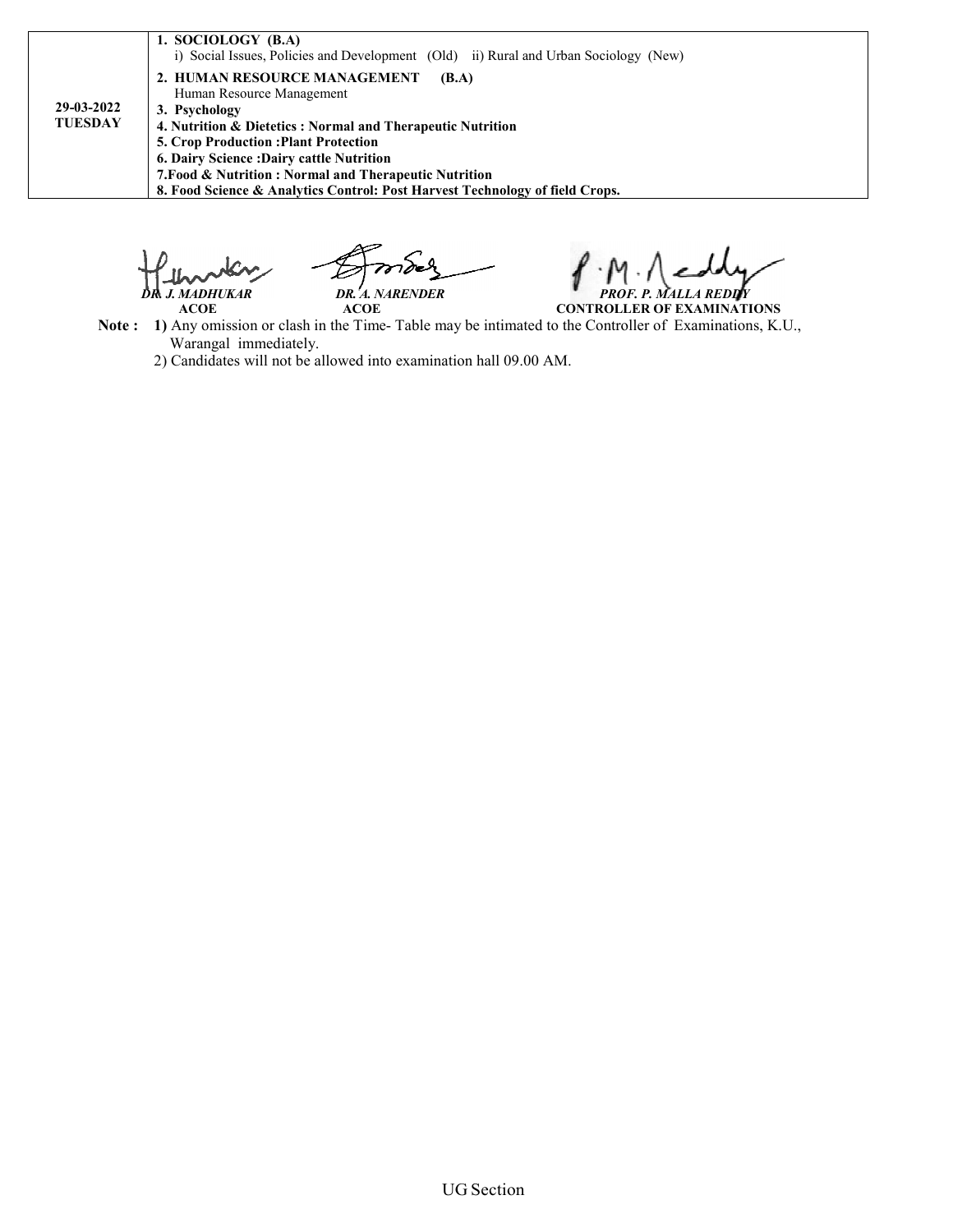| | |
|---|---|
| **29-03-2022 TUESDAY** | **1. SOCIOLOGY (B.A)**<br>i) Social Issues, Policies and Development (Old) ii) Rural and Urban Sociology (New)<br>**2. HUMAN RESOURCE MANAGEMENT (B.A)**<br>Human Resource Management<br>**3. Psychology**<br>**4. Nutrition & Dietetics : Normal and Therapeutic Nutrition**<br>**5. Crop Production :Plant Protection**<br>**6. Dairy Science :Dairy cattle Nutrition**<br>**7.Food & Nutrition : Normal and Therapeutic Nutrition**<br>**8. Food Science & Analytics Control: Post Harvest Technology of field Crops.** |

***DR. J. MADHUKAR***
**ACOE**

***DR. A. NARENDER***
**ACOE**

***PROF. P. MALLA REDDY***
**CONTROLLER OF EXAMINATIONS**

**Note :** **1)** Any omission or clash in the Time- Table may be intimated to the Controller of Examinations, K.U., Warangal immediately.

2) Candidates will not be allowed into examination hall 09.00 AM.

UG Section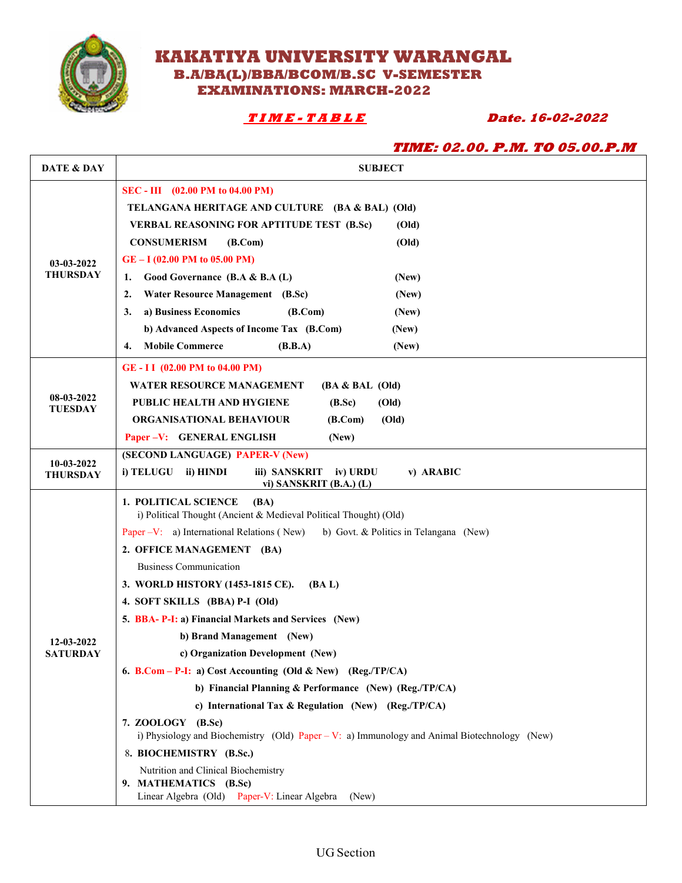# KAKATIYA UNIVERSITY WARANGAL

## B.A/BA(L)/BBA/BCOM/B.SC V-SEMESTER

## EXAMINATIONS: MARCH-2022

**TIME-TABLE** **Date. 16-02-2022**

**TIME: 02.00. P.M. TO 05.00.P.M**

| DATE & DAY | SUBJECT |
|---|---|
| 03-03-2022 THURSDAY | **SEC - III (02.00 PM to 04.00 PM)**<br>**TELANGANA HERITAGE AND CULTURE (BA & BAL) (Old)**<br>**VERBAL REASONING FOR APTITUDE TEST (B.Sc) (Old)**<br>**CONSUMERISM (B.Com) (Old)**<br>**GE – I (02.00 PM to 05.00 PM)**<br>**1. Good Governance (B.A & B.A (L) (New)**<br>**2. Water Resource Management (B.Sc) (New)**<br>**3. a) Business Economics (B.Com) (New)**<br>**b) Advanced Aspects of Income Tax (B.Com) (New)**<br>**4. Mobile Commerce (B.B.A) (New)** |
| 08-03-2022 TUESDAY | **GE - I I (02.00 PM to 04.00 PM)**<br>**WATER RESOURCE MANAGEMENT (BA & BAL (Old)**<br>**PUBLIC HEALTH AND HYGIENE (B.Sc) (Old)**<br>**ORGANISATIONAL BEHAVIOUR (B.Com) (Old)**<br>**Paper –V: GENERAL ENGLISH (New)** |
| 10-03-2022 THURSDAY | **(SECOND LANGUAGE) PAPER-V (New)**<br>**i) TELUGU ii) HINDI iii) SANSKRIT iv) URDU v) ARABIC vi) SANSKRIT (B.A.) (L)** |
| 12-03-2022 SATURDAY | **1. POLITICAL SCIENCE (BA)**<br>i) Political Thought (Ancient & Medieval Political Thought) (Old)<br>Paper –V: a) International Relations ( New) b) Govt. & Politics in Telangana (New)<br>**2. OFFICE MANAGEMENT (BA)**<br>Business Communication<br>**3. WORLD HISTORY (1453-1815 CE). (BA L)**<br>**4. SOFT SKILLS (BBA) P-I (Old)**<br>**5. BBA- P-I: a) Financial Markets and Services (New)**<br>**b) Brand Management (New)**<br>**c) Organization Development (New)**<br>**6. B.Com – P-I: a) Cost Accounting (Old & New) (Reg./TP/CA)**<br>**b) Financial Planning & Performance (New) (Reg./TP/CA)**<br>**c) International Tax & Regulation (New) (Reg./TP/CA)**<br>**7. ZOOLOGY (B.Sc)**<br>i) Physiology and Biochemistry (Old) Paper – V: a) Immunology and Animal Biotechnology (New)<br>**8. BIOCHEMISTRY (B.Sc.)**<br>Nutrition and Clinical Biochemistry<br>**9. MATHEMATICS (B.Sc)**<br>Linear Algebra (Old) Paper-V: Linear Algebra (New) |

UG Section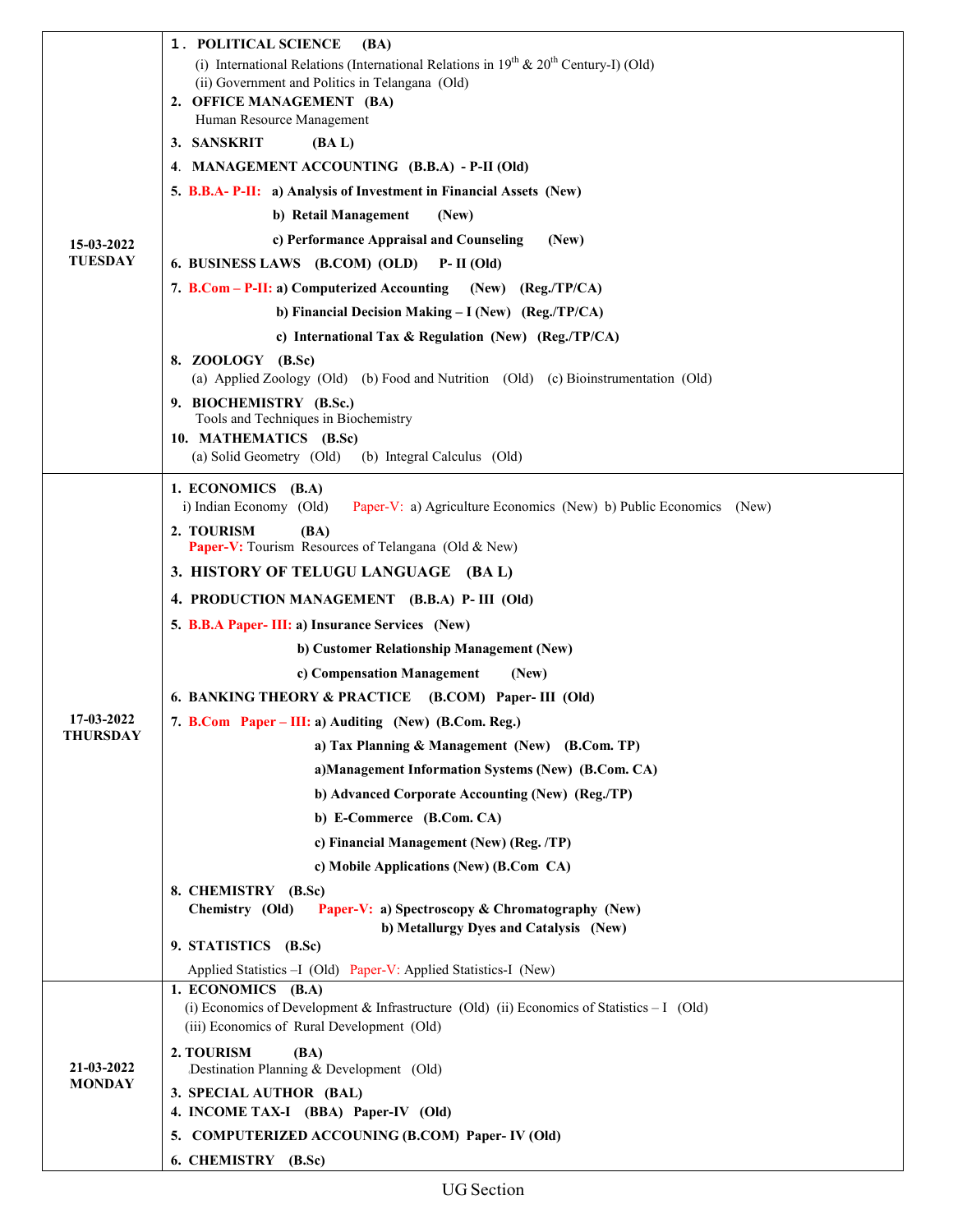| Date | Subjects |
|---|---|
| 15-03-2022 TUESDAY | **1. POLITICAL SCIENCE (BA)**<br>(i) International Relations (International Relations in 19th & 20th Century-I) (Old)<br>(ii) Government and Politics in Telangana (Old)<br>**2. OFFICE MANAGEMENT (BA)**<br>Human Resource Management<br>**3. SANSKRIT (BA L)**<br>**4. MANAGEMENT ACCOUNTING (B.B.A) - P-II (Old)**<br>**5. B.B.A- P-II: a) Analysis of Investment in Financial Assets (New)**<br>**b) Retail Management (New)**<br>**c) Performance Appraisal and Counseling (New)**<br>**6. BUSINESS LAWS (B.COM) (OLD) P- II (Old)**<br>**7. B.Com – P-II: a) Computerized Accounting (New) (Reg./TP/CA)**<br>**b) Financial Decision Making – I (New) (Reg./TP/CA)**<br>**c) International Tax & Regulation (New) (Reg./TP/CA)**<br>**8. ZOOLOGY (B.Sc)**<br>(a) Applied Zoology (Old) (b) Food and Nutrition (Old) (c) Bioinstrumentation (Old)<br>**9. BIOCHEMISTRY (B.Sc.)**<br>Tools and Techniques in Biochemistry<br>**10. MATHEMATICS (B.Sc)**<br>(a) Solid Geometry (Old) (b) Integral Calculus (Old) |
| 17-03-2022 THURSDAY | **1. ECONOMICS (B.A)**<br>i) Indian Economy (Old) Paper-V: a) Agriculture Economics (New) b) Public Economics (New)<br>**2. TOURISM (BA)**<br>Paper-V: Tourism Resources of Telangana (Old & New)<br>**3. HISTORY OF TELUGU LANGUAGE (BA L)**<br>**4. PRODUCTION MANAGEMENT (B.B.A) P- III (Old)**<br>**5. B.B.A Paper- III: a) Insurance Services (New)**<br>**b) Customer Relationship Management (New)**<br>**c) Compensation Management (New)**<br>**6. BANKING THEORY & PRACTICE (B.COM) Paper- III (Old)**<br>**7. B.Com Paper – III: a) Auditing (New) (B.Com. Reg.)**<br>**a) Tax Planning & Management (New) (B.Com. TP)**<br>**a)Management Information Systems (New) (B.Com. CA)**<br>**b) Advanced Corporate Accounting (New) (Reg./TP)**<br>**b) E-Commerce (B.Com. CA)**<br>**c) Financial Management (New) (Reg. /TP)**<br>**c) Mobile Applications (New) (B.Com CA)**<br>**8. CHEMISTRY (B.Sc)**<br>**Chemistry (Old) Paper-V: a) Spectroscopy & Chromatography (New)**<br>**b) Metallurgy Dyes and Catalysis (New)**<br>**9. STATISTICS (B.Sc)**<br>Applied Statistics –I (Old) Paper-V: Applied Statistics-I (New) |
| 21-03-2022 MONDAY | **1. ECONOMICS (B.A)**<br>(i) Economics of Development & Infrastructure (Old) (ii) Economics of Statistics – I (Old)<br>(iii) Economics of Rural Development (Old)<br>**2. TOURISM (BA)**<br>Destination Planning & Development (Old)<br>**3. SPECIAL AUTHOR (BAL)**<br>**4. INCOME TAX-I (BBA) Paper-IV (Old)**<br>**5. COMPUTERIZED ACCOUNING (B.COM) Paper- IV (Old)**<br>**6. CHEMISTRY (B.Sc)** |

UG Section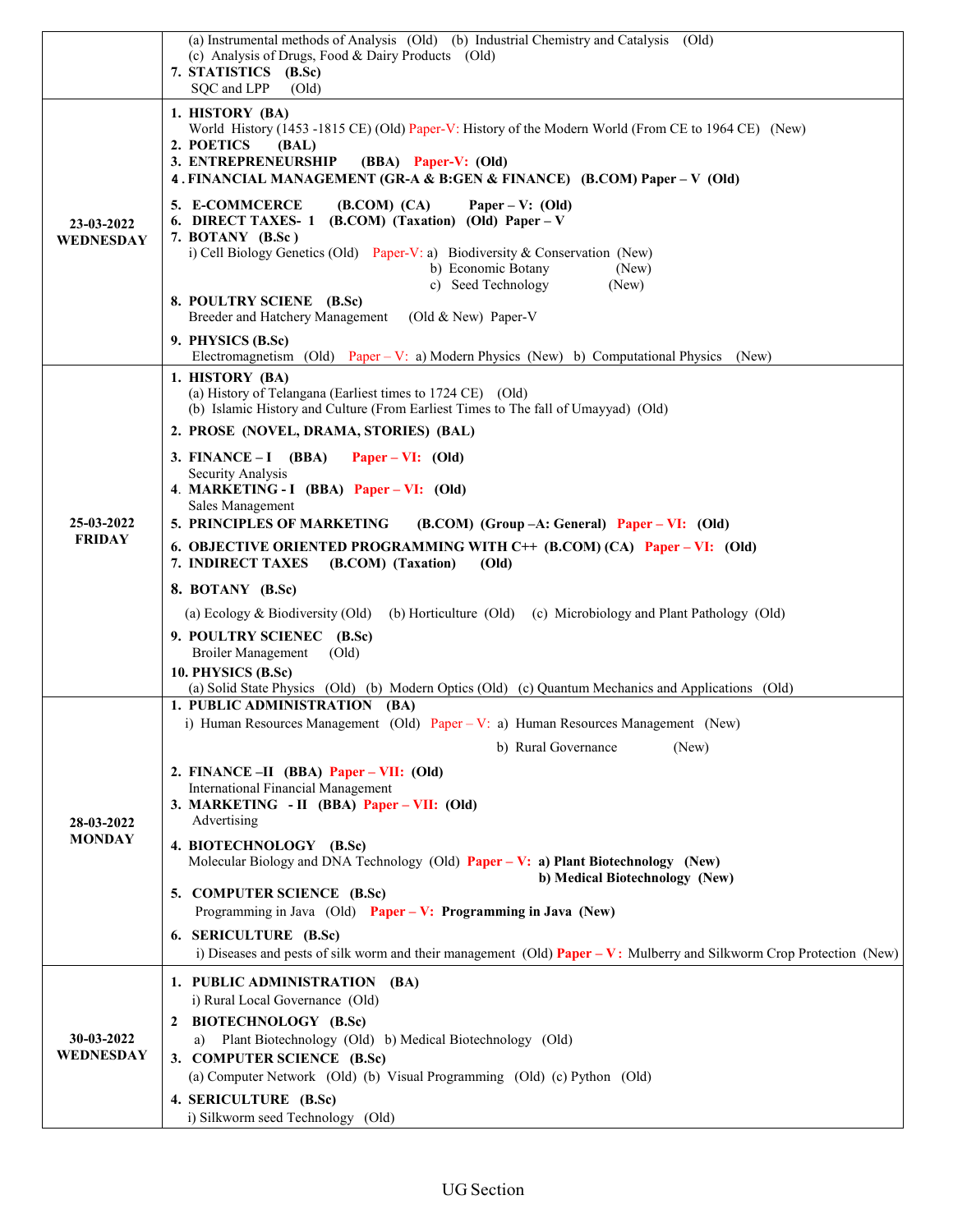| | |
|---|---|
| | (a) Instrumental methods of Analysis (Old) (b) Industrial Chemistry and Catalysis (Old)<br>(c) Analysis of Drugs, Food & Dairy Products (Old)<br>**7. STATISTICS (B.Sc)**<br>SQC and LPP (Old) |
| **23-03-2022 WEDNESDAY** | **1. HISTORY (BA)**<br>World History (1453 -1815 CE) (Old) Paper-V: History of the Modern World (From CE to 1964 CE) (New)<br>**2. POETICS (BAL)**<br>**3. ENTREPRENEURSHIP (BBA) Paper-V: (Old)**<br>**4. FINANCIAL MANAGEMENT (GR-A & B:GEN & FINANCE) (B.COM) Paper – V (Old)**<br>**5. E-COMMCERCE (B.COM) (CA) Paper – V: (Old)**<br>**6. DIRECT TAXES- 1 (B.COM) (Taxation) (Old) Paper – V**<br>**7. BOTANY (B.Sc )**<br>i) Cell Biology Genetics (Old) Paper-V: a) Biodiversity & Conservation (New)<br>b) Economic Botany (New)<br>c) Seed Technology (New)<br>**8. POULTRY SCIENE (B.Sc)**<br>Breeder and Hatchery Management (Old & New) Paper-V<br>**9. PHYSICS (B.Sc)**<br>Electromagnetism (Old) Paper – V: a) Modern Physics (New) b) Computational Physics (New) |
| **25-03-2022 FRIDAY** | **1. HISTORY (BA)**<br>(a) History of Telangana (Earliest times to 1724 CE) (Old)<br>(b) Islamic History and Culture (From Earliest Times to The fall of Umayyad) (Old)<br>**2. PROSE (NOVEL, DRAMA, STORIES) (BAL)**<br>**3. FINANCE – I (BBA) Paper – VI: (Old)**<br>Security Analysis<br>**4. MARKETING - I (BBA) Paper – VI: (Old)**<br>Sales Management<br>**5. PRINCIPLES OF MARKETING (B.COM) (Group –A: General) Paper – VI: (Old)**<br>**6. OBJECTIVE ORIENTED PROGRAMMING WITH C++ (B.COM) (CA) Paper – VI: (Old)**<br>**7. INDIRECT TAXES (B.COM) (Taxation) (Old)**<br>**8. BOTANY (B.Sc)**<br>(a) Ecology & Biodiversity (Old) (b) Horticulture (Old) (c) Microbiology and Plant Pathology (Old)<br>**9. POULTRY SCIENEC (B.Sc)**<br>Broiler Management (Old)<br>**10. PHYSICS (B.Sc)**<br>(a) Solid State Physics (Old) (b) Modern Optics (Old) (c) Quantum Mechanics and Applications (Old) |
| **28-03-2022 MONDAY** | **1. PUBLIC ADMINISTRATION (BA)**<br>i) Human Resources Management (Old) Paper – V: a) Human Resources Management (New)<br>b) Rural Governance (New)<br>**2. FINANCE –II (BBA) Paper – VII: (Old)**<br>International Financial Management<br>**3. MARKETING - II (BBA) Paper – VII: (Old)**<br>Advertising<br>**4. BIOTECHNOLOGY (B.Sc)**<br>Molecular Biology and DNA Technology (Old) **Paper – V: a) Plant Biotechnology (New)**<br>**b) Medical Biotechnology (New)**<br>**5. COMPUTER SCIENCE (B.Sc)**<br>Programming in Java (Old) **Paper – V: Programming in Java (New)**<br>**6. SERICULTURE (B.Sc)**<br>i) Diseases and pests of silk worm and their management (Old) **Paper – V :** Mulberry and Silkworm Crop Protection (New) |
| **30-03-2022 WEDNESDAY** | **1. PUBLIC ADMINISTRATION (BA)**<br>i) Rural Local Governance (Old)<br>**2 BIOTECHNOLOGY (B.Sc)**<br>a) Plant Biotechnology (Old) b) Medical Biotechnology (Old)<br>**3. COMPUTER SCIENCE (B.Sc)**<br>(a) Computer Network (Old) (b) Visual Programming (Old) (c) Python (Old)<br>**4. SERICULTURE (B.Sc)**<br>i) Silkworm seed Technology (Old) |

UG Section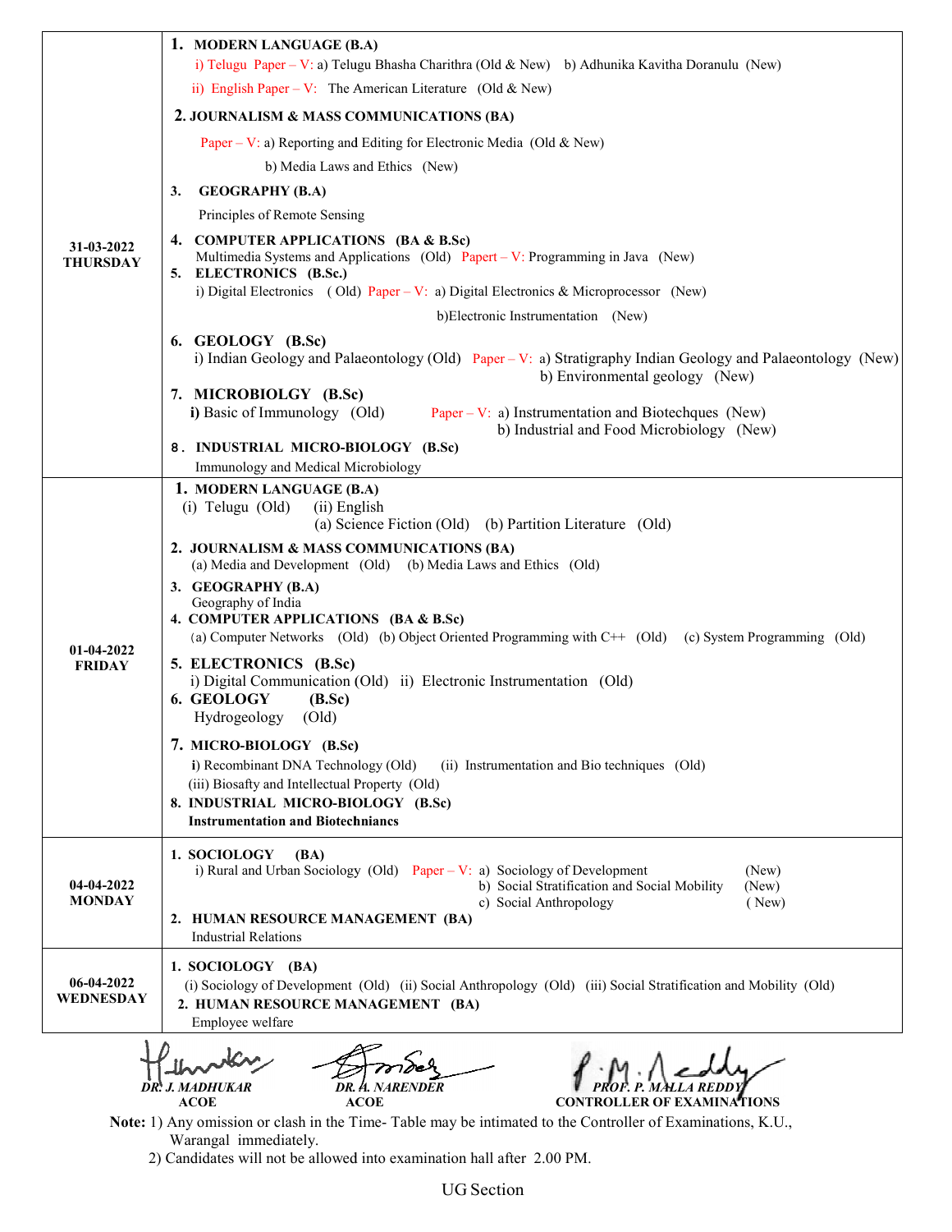| | |
|---|---|
| **31-03-2022 THURSDAY** | **1. MODERN LANGUAGE (B.A)**<br>i) Telugu Paper – V: a) Telugu Bhasha Charithra (Old & New) b) Adhunika Kavitha Doranulu (New)<br>ii) English Paper – V: The American Literature (Old & New)<br>**2. JOURNALISM & MASS COMMUNICATIONS (BA)**<br>Paper – V: a) Reporting and Editing for Electronic Media (Old & New)<br>b) Media Laws and Ethics (New)<br>**3. GEOGRAPHY (B.A)**<br>Principles of Remote Sensing<br>**4. COMPUTER APPLICATIONS (BA & B.Sc)**<br>Multimedia Systems and Applications (Old) Papert – V: Programming in Java (New)<br>**5. ELECTRONICS (B.Sc.)**<br>i) Digital Electronics ( Old) Paper – V: a) Digital Electronics & Microprocessor (New)<br>b)Electronic Instrumentation (New)<br>**6. GEOLOGY (B.Sc)**<br>i) Indian Geology and Palaeontology (Old) Paper – V: a) Stratigraphy Indian Geology and Palaeontology (New)<br>b) Environmental geology (New)<br>**7. MICROBIOLGY (B.Sc)**<br>**i)** Basic of Immunology (Old) Paper – V: a) Instrumentation and Biotechques (New)<br>b) Industrial and Food Microbiology (New)<br>**8. INDUSTRIAL MICRO-BIOLOGY (B.Sc)**<br>Immunology and Medical Microbiology |
| **01-04-2022 FRIDAY** | **1. MODERN LANGUAGE (B.A)**<br>(i) Telugu (Old) (ii) English<br>(a) Science Fiction (Old) (b) Partition Literature (Old)<br>**2. JOURNALISM & MASS COMMUNICATIONS (BA)**<br>(a) Media and Development (Old) (b) Media Laws and Ethics (Old)<br>**3. GEOGRAPHY (B.A)**<br>Geography of India<br>**4. COMPUTER APPLICATIONS (BA & B.Sc)**<br>(a) Computer Networks (Old) (b) Object Oriented Programming with C++ (Old) (c) System Programming (Old)<br>**5. ELECTRONICS (B.Sc)**<br>i) Digital Communication (Old) ii) Electronic Instrumentation (Old)<br>**6. GEOLOGY (B.Sc)**<br>Hydrogeology (Old)<br>**7. MICRO-BIOLOGY (B.Sc)**<br>**i)** Recombinant DNA Technology (Old) (ii) Instrumentation and Bio techniques (Old)<br>(iii) Biosafty and Intellectual Property (Old)<br>**8. INDUSTRIAL MICRO-BIOLOGY (B.Sc)**<br>**Instrumentation and Biotechniancs** |
| **04-04-2022 MONDAY** | **1. SOCIOLOGY (BA)**<br>i) Rural and Urban Sociology (Old) Paper – V: a) Sociology of Development (New)<br>b) Social Stratification and Social Mobility (New)<br>c) Social Anthropology ( New)<br>**2. HUMAN RESOURCE MANAGEMENT (BA)**<br>Industrial Relations |
| **06-04-2022 WEDNESDAY** | **1. SOCIOLOGY (BA)**<br>(i) Sociology of Development (Old) (ii) Social Anthropology (Old) (iii) Social Stratification and Mobility (Old)<br>**2. HUMAN RESOURCE MANAGEMENT (BA)**<br>Employee welfare |

| | | |
|---|---|---|
| ***DR. J. MADHUKAR*** | ***DR. A. NARENDER*** | ***PROF. P. MALLA REDDY*** |
| **ACOE** | **ACOE** | **CONTROLLER OF EXAMINATIONS** |

**Note:** 1) Any omission or clash in the Time- Table may be intimated to the Controller of Examinations, K.U., Warangal immediately.
2) Candidates will not be allowed into examination hall after 2.00 PM.

UG Section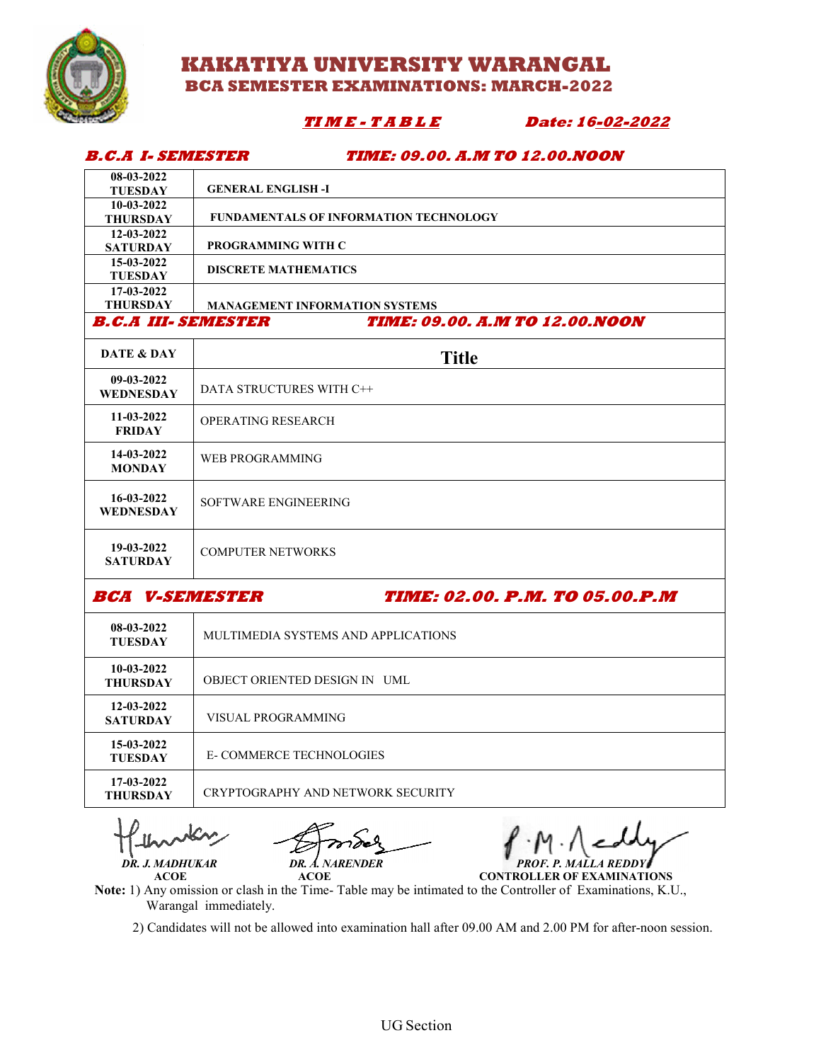# KAKATIYA UNIVERSITY WARANGAL

## BCA SEMESTER EXAMINATIONS: MARCH-2022

***TIME-TABLE*** ***Date: 16-02-2022***

***B.C.A I- SEMESTER*** ***TIME: 09.00. A.M TO 12.00.NOON***

| | |
|---|---|
| 08-03-2022 TUESDAY | GENERAL ENGLISH -I |
| 10-03-2022 THURSDAY | FUNDAMENTALS OF INFORMATION TECHNOLOGY |
| 12-03-2022 SATURDAY | PROGRAMMING WITH C |
| 15-03-2022 TUESDAY | DISCRETE MATHEMATICS |
| 17-03-2022 THURSDAY | MANAGEMENT INFORMATION SYSTEMS |

***B.C.A III- SEMESTER*** ***TIME: 09.00. A.M TO 12.00.NOON***

| DATE & DAY | Title |
|---|---|
| 09-03-2022 WEDNESDAY | DATA STRUCTURES WITH C++ |
| 11-03-2022 FRIDAY | OPERATING RESEARCH |
| 14-03-2022 MONDAY | WEB PROGRAMMING |
| 16-03-2022 WEDNESDAY | SOFTWARE ENGINEERING |
| 19-03-2022 SATURDAY | COMPUTER NETWORKS |

***BCA V-SEMESTER*** ***TIME: 02.00. P.M. TO 05.00.P.M***

| | |
|---|---|
| 08-03-2022 TUESDAY | MULTIMEDIA SYSTEMS AND APPLICATIONS |
| 10-03-2022 THURSDAY | OBJECT ORIENTED DESIGN IN UML |
| 12-03-2022 SATURDAY | VISUAL PROGRAMMING |
| 15-03-2022 TUESDAY | E- COMMERCE TECHNOLOGIES |
| 17-03-2022 THURSDAY | CRYPTOGRAPHY AND NETWORK SECURITY |

*DR. J. MADHUKAR*
**ACOE**

*DR. A. NARENDER*
**ACOE**

*PROF. P. MALLA REDDY*
**CONTROLLER OF EXAMINATIONS**

**Note:** 1) Any omission or clash in the Time- Table may be intimated to the Controller of Examinations, K.U., Warangal immediately.

2) Candidates will not be allowed into examination hall after 09.00 AM and 2.00 PM for after-noon session.

UG Section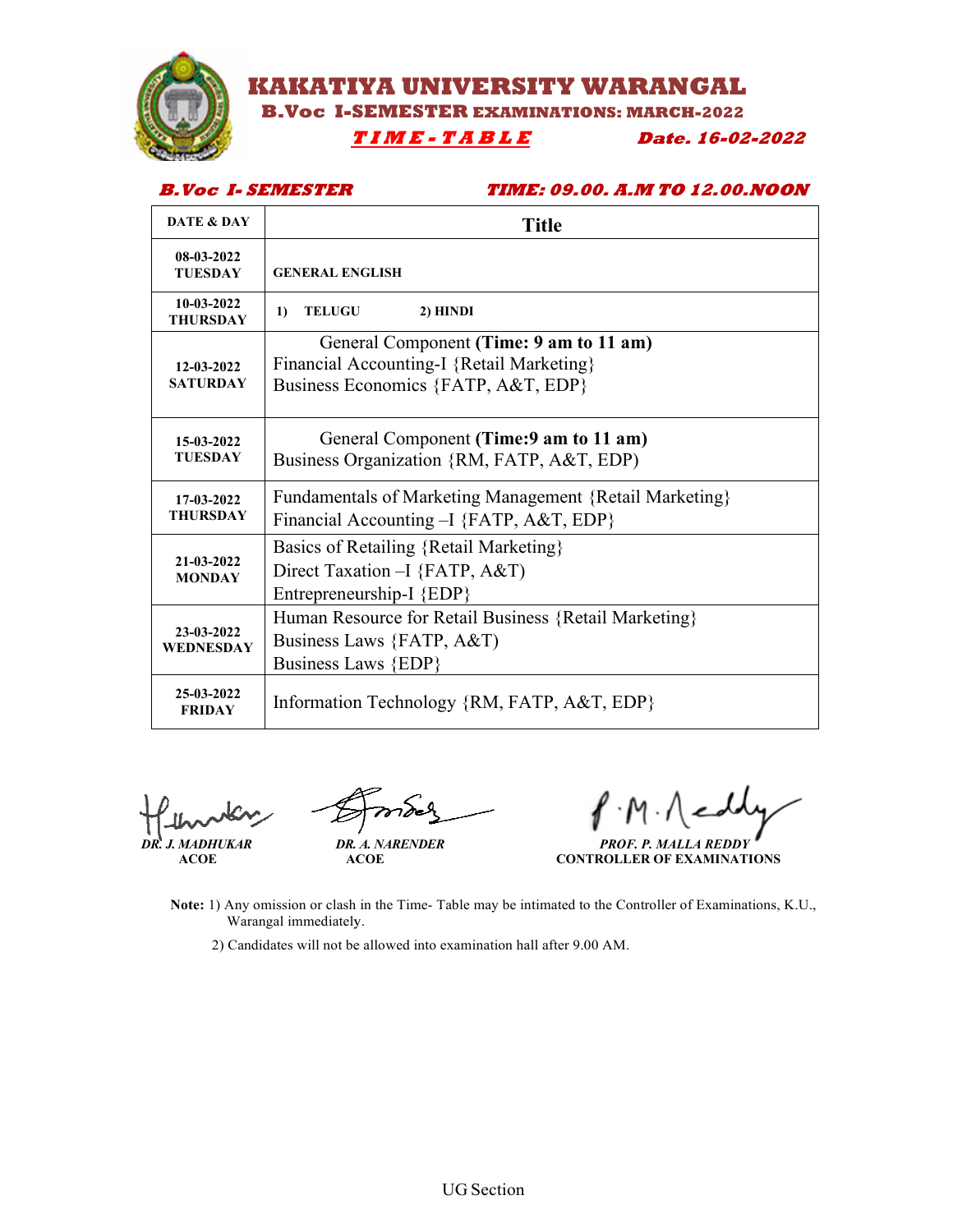# KAKATIYA UNIVERSITY WARANGAL

## B.Voc I-SEMESTER EXAMINATIONS: MARCH-2022

***TIME-TABLE*** ***Date. 16-02-2022***

***B.Voc I- SEMESTER*** ***TIME: 09.00. A.M TO 12.00.NOON***

| DATE & DAY | Title |
|---|---|
| **08-03-2022 TUESDAY** | **GENERAL ENGLISH** |
| **10-03-2022 THURSDAY** | **1) TELUGU 2) HINDI** |
| **12-03-2022 SATURDAY** | General Component **(Time: 9 am to 11 am)**<br>Financial Accounting-I {Retail Marketing}<br>Business Economics {FATP, A&T, EDP} |
| **15-03-2022 TUESDAY** | General Component **(Time:9 am to 11 am)**<br>Business Organization {RM, FATP, A&T, EDP) |
| **17-03-2022 THURSDAY** | Fundamentals of Marketing Management {Retail Marketing}<br>Financial Accounting –I {FATP, A&T, EDP} |
| **21-03-2022 MONDAY** | Basics of Retailing {Retail Marketing}<br>Direct Taxation –I {FATP, A&T)<br>Entrepreneurship-I {EDP} |
| **23-03-2022 WEDNESDAY** | Human Resource for Retail Business {Retail Marketing}<br>Business Laws {FATP, A&T)<br>Business Laws {EDP} |
| **25-03-2022 FRIDAY** | Information Technology {RM, FATP, A&T, EDP} |

***DR. J. MADHUKAR***
**ACOE**

***DR. A. NARENDER***
**ACOE**

***PROF. P. MALLA REDDY***
**CONTROLLER OF EXAMINATIONS**

**Note:** 1) Any omission or clash in the Time- Table may be intimated to the Controller of Examinations, K.U., Warangal immediately.

2) Candidates will not be allowed into examination hall after 9.00 AM.

UG Section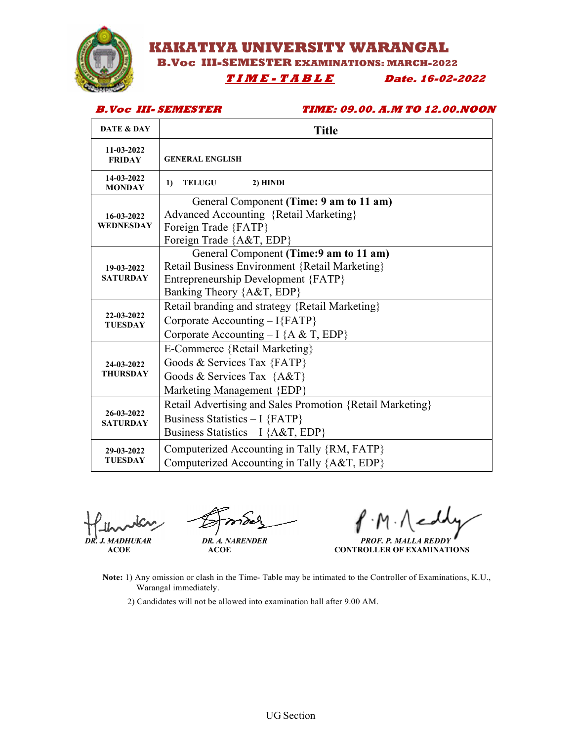# KAKATIYA UNIVERSITY WARANGAL

## B.Voc III-SEMESTER EXAMINATIONS: MARCH-2022

***TIME-TABLE*** ***Date. 16-02-2022***

***B.Voc III- SEMESTER*** ***TIME: 09.00. A.M TO 12.00.NOON***

| DATE & DAY | Title |
|---|---|
| 11-03-2022 FRIDAY | GENERAL ENGLISH |
| 14-03-2022 MONDAY | 1) TELUGU 2) HINDI |
| 16-03-2022 WEDNESDAY | General Component **(Time: 9 am to 11 am)**<br>Advanced Accounting {Retail Marketing}<br>Foreign Trade {FATP}<br>Foreign Trade {A&T, EDP} |
| 19-03-2022 SATURDAY | General Component **(Time:9 am to 11 am)**<br>Retail Business Environment {Retail Marketing}<br>Entrepreneurship Development {FATP}<br>Banking Theory {A&T, EDP} |
| 22-03-2022 TUESDAY | Retail branding and strategy {Retail Marketing}<br>Corporate Accounting – I{FATP}<br>Corporate Accounting – I {A & T, EDP} |
| 24-03-2022 THURSDAY | E-Commerce {Retail Marketing}<br>Goods & Services Tax {FATP}<br>Goods & Services Tax {A&T}<br>Marketing Management {EDP} |
| 26-03-2022 SATURDAY | Retail Advertising and Sales Promotion {Retail Marketing}<br>Business Statistics – I {FATP}<br>Business Statistics – I {A&T, EDP} |
| 29-03-2022 TUESDAY | Computerized Accounting in Tally {RM, FATP}<br>Computerized Accounting in Tally {A&T, EDP} |

***DR. J. MADHUKAR***
**ACOE**

***DR. A. NARENDER***
**ACOE**

***PROF. P. MALLA REDDY***
**CONTROLLER OF EXAMINATIONS**

**Note:** 1) Any omission or clash in the Time- Table may be intimated to the Controller of Examinations, K.U., Warangal immediately.

2) Candidates will not be allowed into examination hall after 9.00 AM.

UG Section